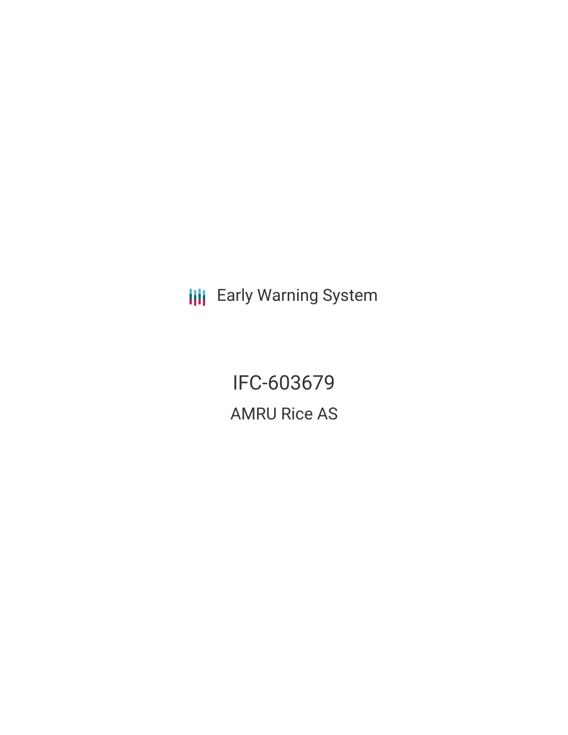Early Warning System

# IFC-603679

## AMRU Rice AS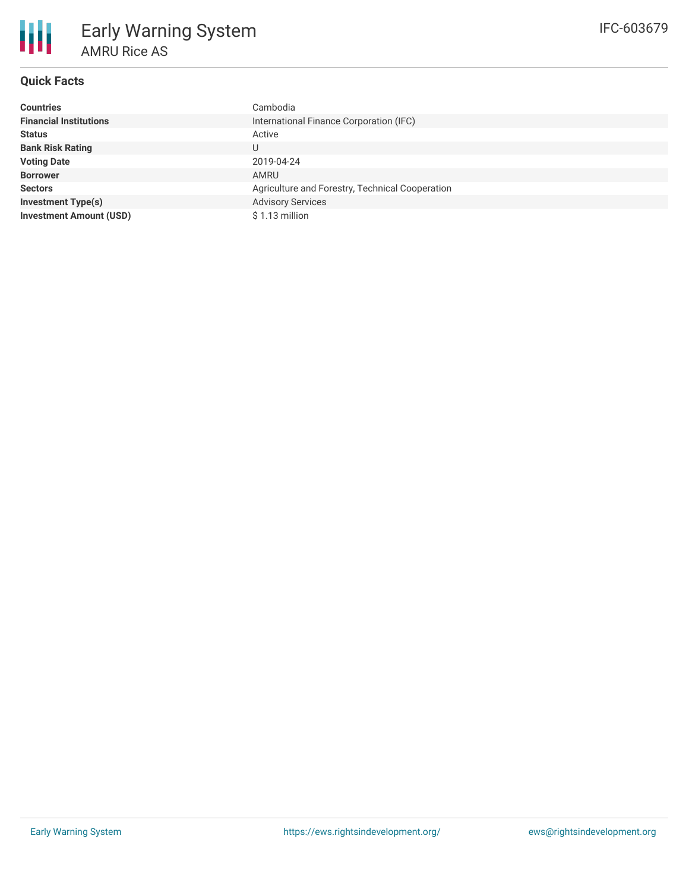# Early Warning System

## AMRU Rice AS

IFC-603679

### Quick Facts

| | |
|---|---|
| **Countries** | Cambodia |
| **Financial Institutions** | International Finance Corporation (IFC) |
| **Status** | Active |
| **Bank Risk Rating** | U |
| **Voting Date** | 2019-04-24 |
| **Borrower** | AMRU |
| **Sectors** | Agriculture and Forestry, Technical Cooperation |
| **Investment Type(s)** | Advisory Services |
| **Investment Amount (USD)** | $ 1.13 million |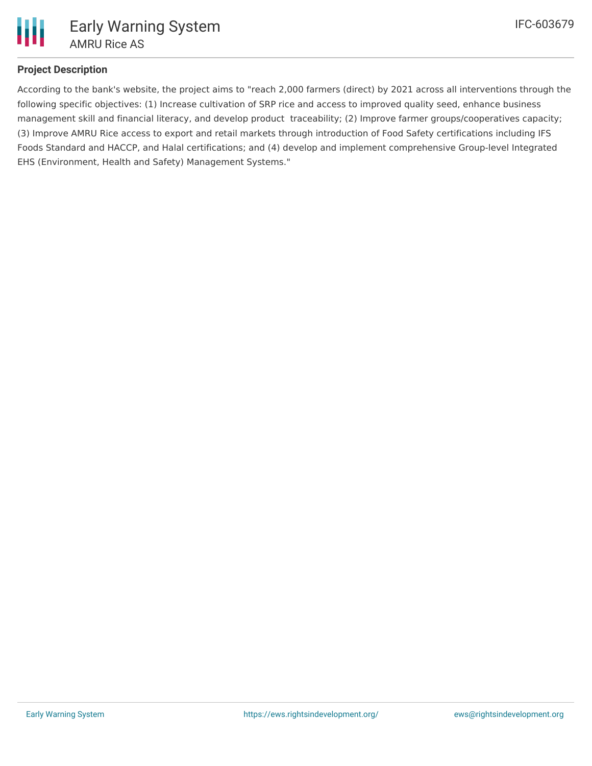## Project Description

According to the bank's website, the project aims to "reach 2,000 farmers (direct) by 2021 across all interventions through the following specific objectives: (1) Increase cultivation of SRP rice and access to improved quality seed, enhance business management skill and financial literacy, and develop product traceability; (2) Improve farmer groups/cooperatives capacity; (3) Improve AMRU Rice access to export and retail markets through introduction of Food Safety certifications including IFS Foods Standard and HACCP, and Halal certifications; and (4) develop and implement comprehensive Group-level Integrated EHS (Environment, Health and Safety) Management Systems."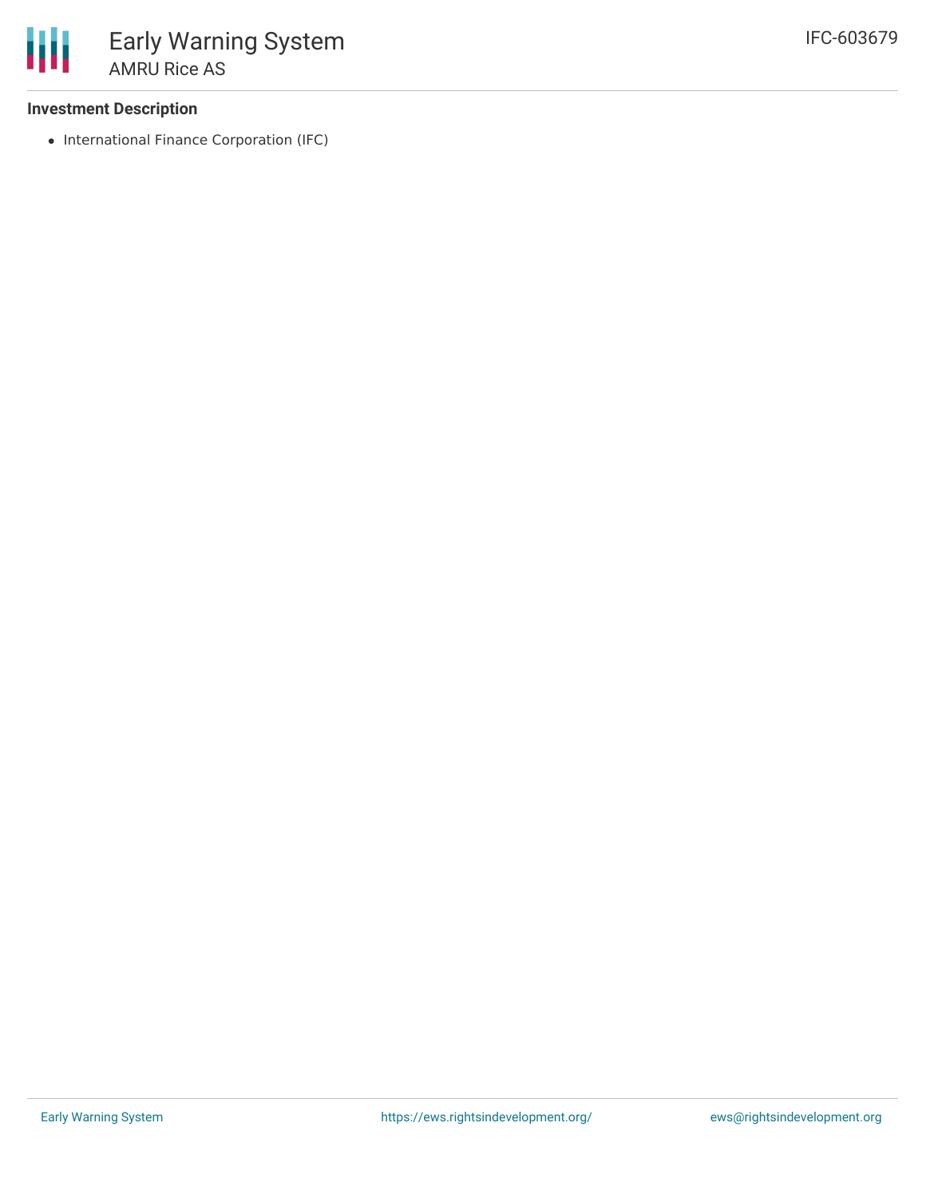## Investment Description

- International Finance Corporation (IFC)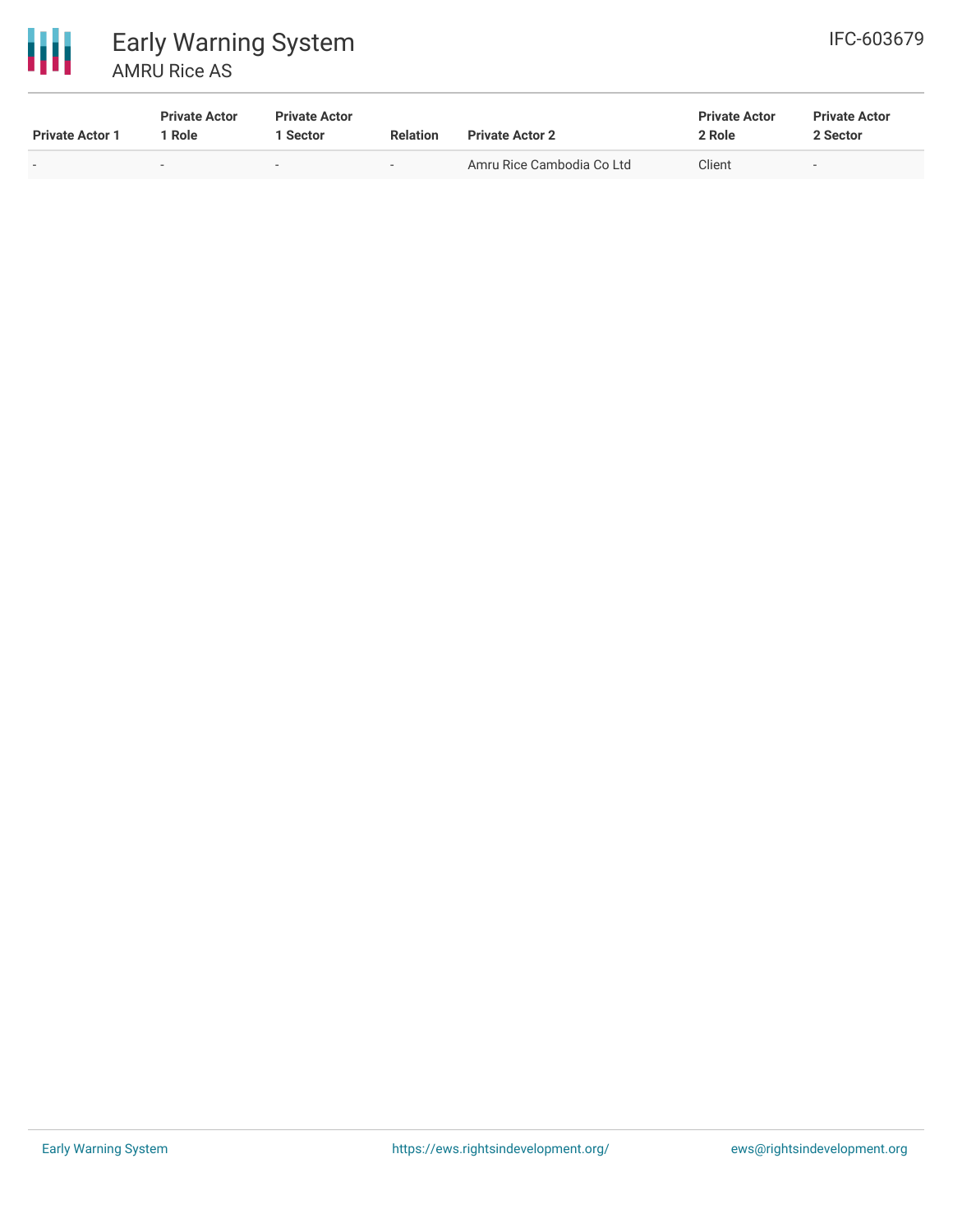| Private Actor 1 | Private Actor 1 Role | Private Actor 1 Sector | Relation | Private Actor 2 | Private Actor 2 Role | Private Actor 2 Sector |
| --- | --- | --- | --- | --- | --- | --- |
| - | - | - | - | Amru Rice Cambodia Co Ltd | Client | - |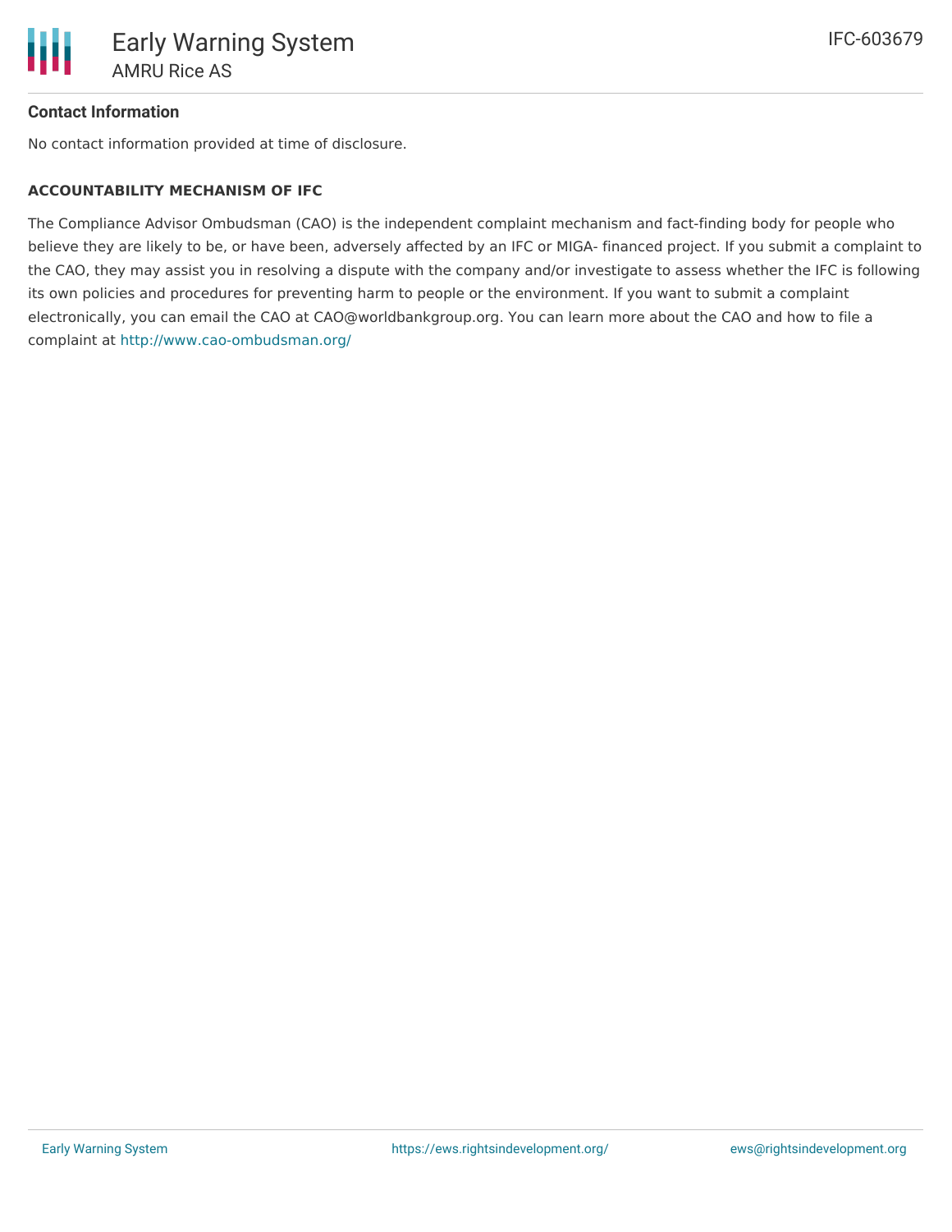## Contact Information

No contact information provided at time of disclosure.

**ACCOUNTABILITY MECHANISM OF IFC**

The Compliance Advisor Ombudsman (CAO) is the independent complaint mechanism and fact-finding body for people who believe they are likely to be, or have been, adversely affected by an IFC or MIGA- financed project. If you submit a complaint to the CAO, they may assist you in resolving a dispute with the company and/or investigate to assess whether the IFC is following its own policies and procedures for preventing harm to people or the environment. If you want to submit a complaint electronically, you can email the CAO at CAO@worldbankgroup.org. You can learn more about the CAO and how to file a complaint at http://www.cao-ombudsman.org/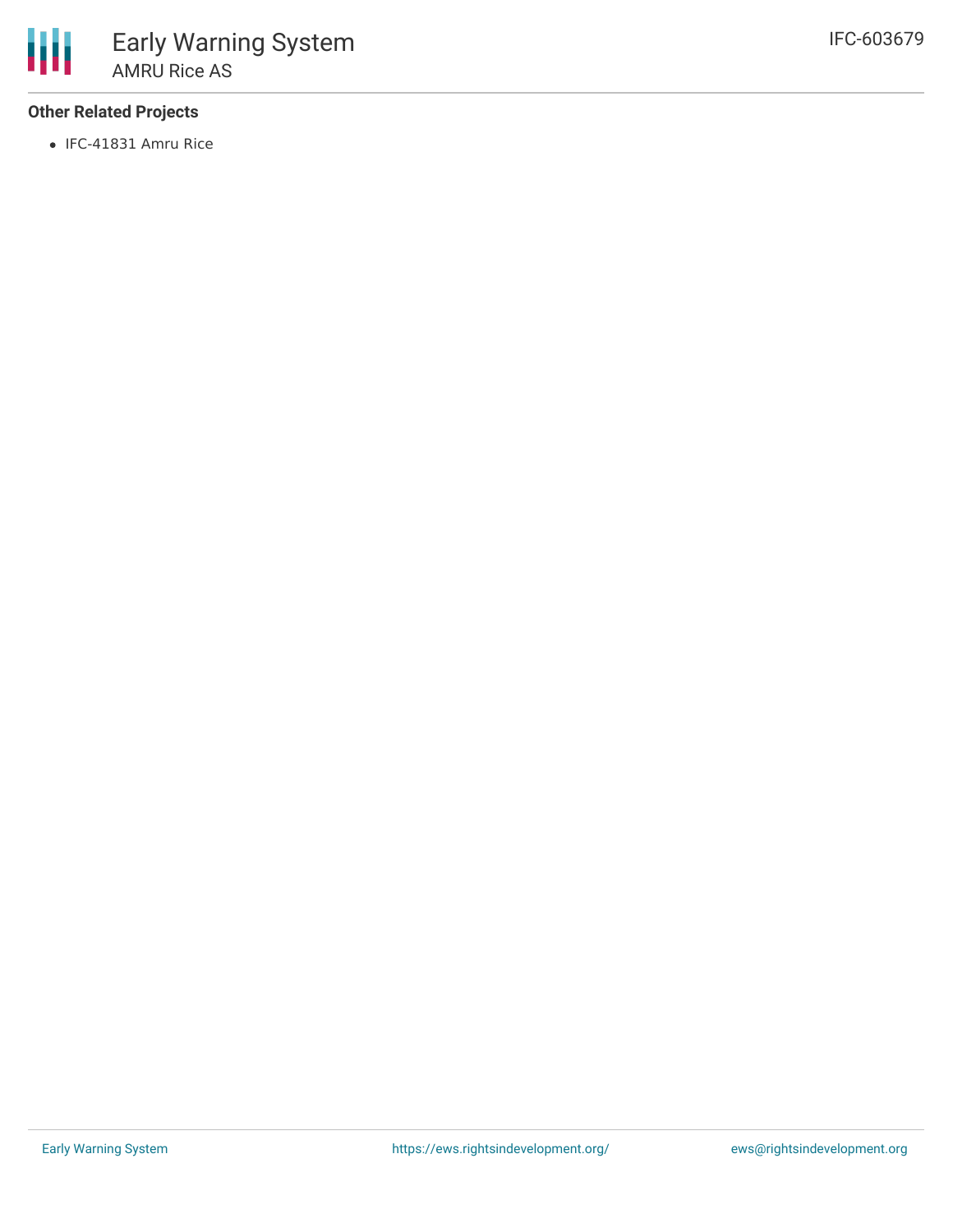### Other Related Projects

- IFC-41831 Amru Rice